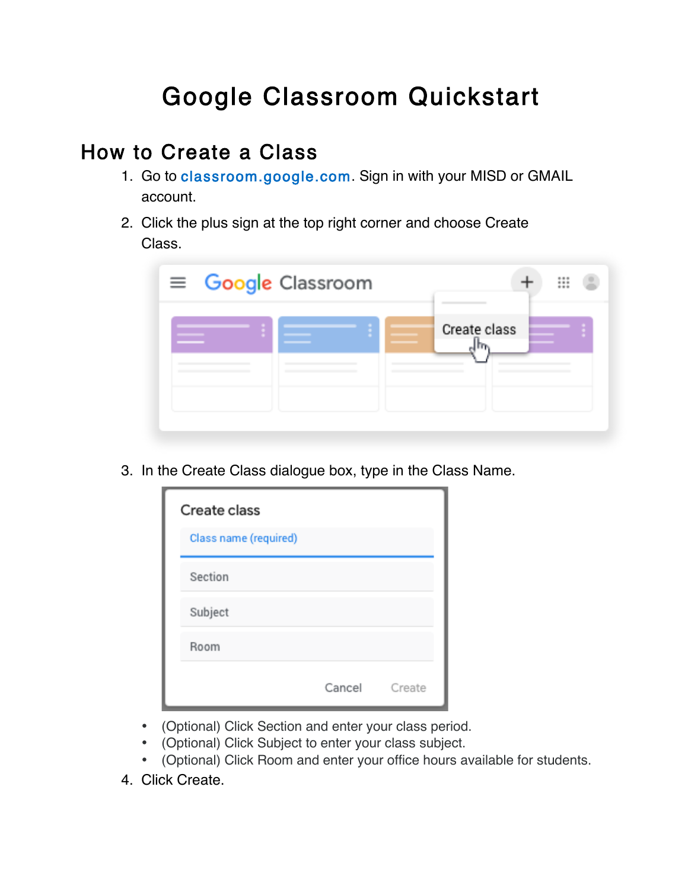# Google Classroom Quickstart

## How to Create a Class

1. Go to classroom.google.com. Sign in with your MISD or GMAIL account.
2. Click the plus sign at the top right corner and choose Create Class.
3. In the Create Class dialogue box, type in the Class Name.
   - (Optional) Click Section and enter your class period.
   - (Optional) Click Subject to enter your class subject.
   - (Optional) Click Room and enter your office hours available for students.
4. Click Create.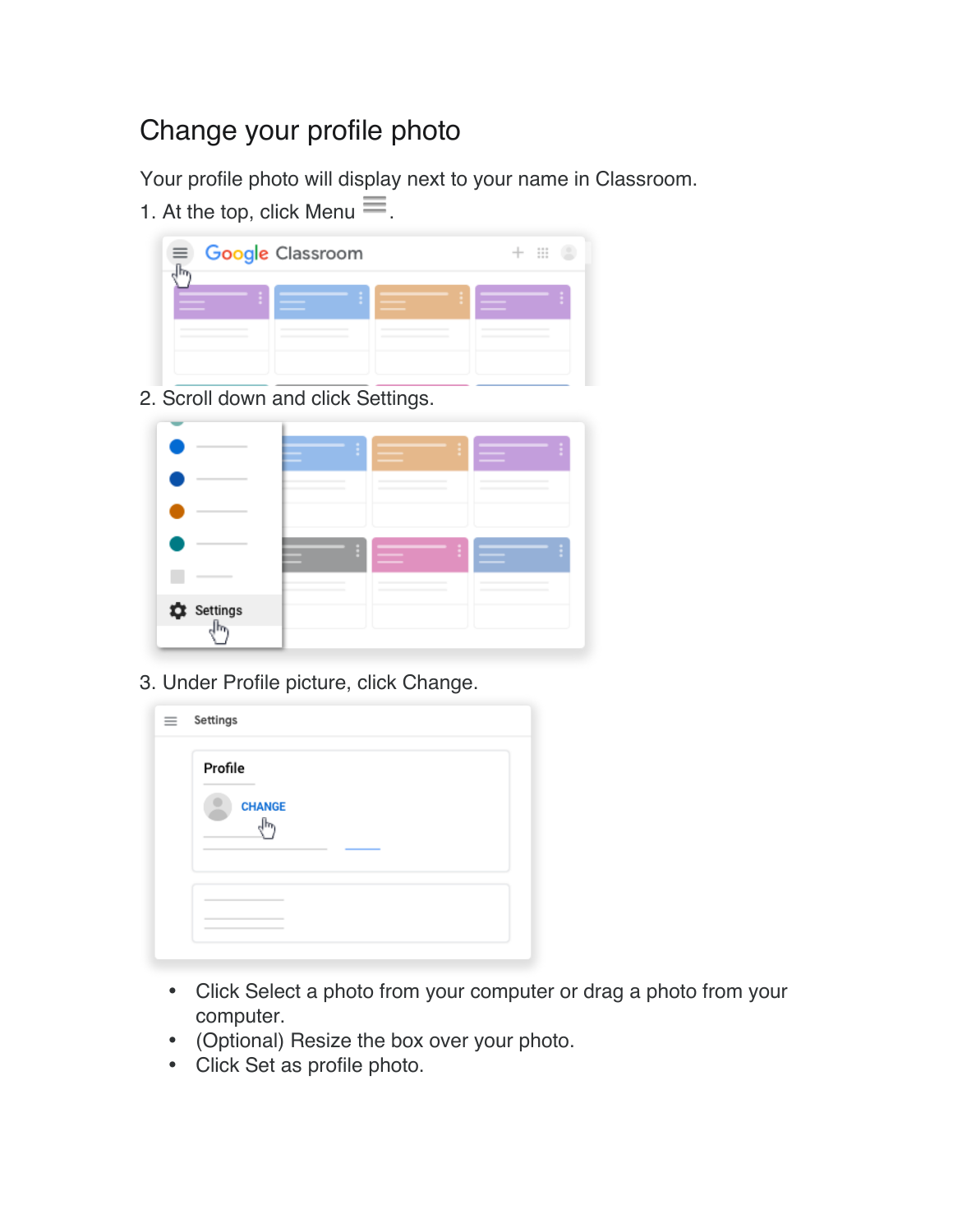## Change your profile photo

Your profile photo will display next to your name in Classroom.

1. At the top, click Menu ☰.
2. Scroll down and click Settings.
3. Under Profile picture, click Change.

- Click Select a photo from your computer or drag a photo from your computer.
- (Optional) Resize the box over your photo.
- Click Set as profile photo.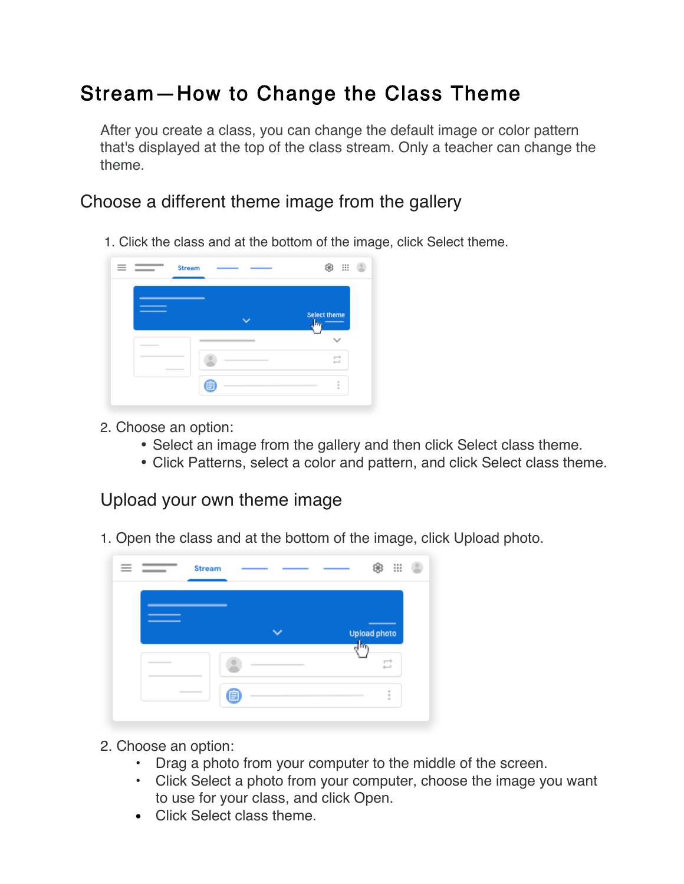# Stream—How to Change the Class Theme

After you create a class, you can change the default image or color pattern that's displayed at the top of the class stream. Only a teacher can change the theme.

## Choose a different theme image from the gallery

1. Click the class and at the bottom of the image, click Select theme.

2. Choose an option:
   - Select an image from the gallery and then click Select class theme.
   - Click Patterns, select a color and pattern, and click Select class theme.

## Upload your own theme image

1. Open the class and at the bottom of the image, click Upload photo.

2. Choose an option:
   - Drag a photo from your computer to the middle of the screen.
   - Click Select a photo from your computer, choose the image you want to use for your class, and click Open.
   - Click Select class theme.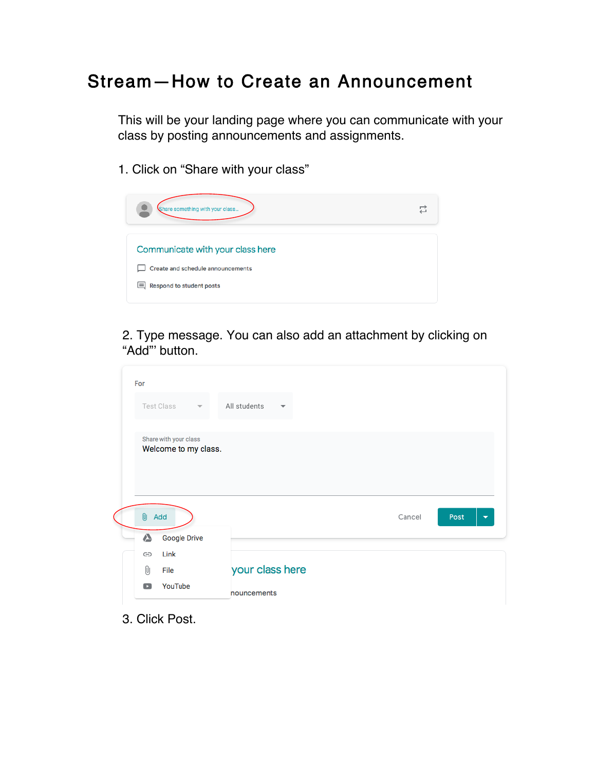# Stream—How to Create an Announcement

This will be your landing page where you can communicate with your class by posting announcements and assignments.

1. Click on “Share with your class”

2. Type message. You can also add an attachment by clicking on “Add”' button.

3. Click Post.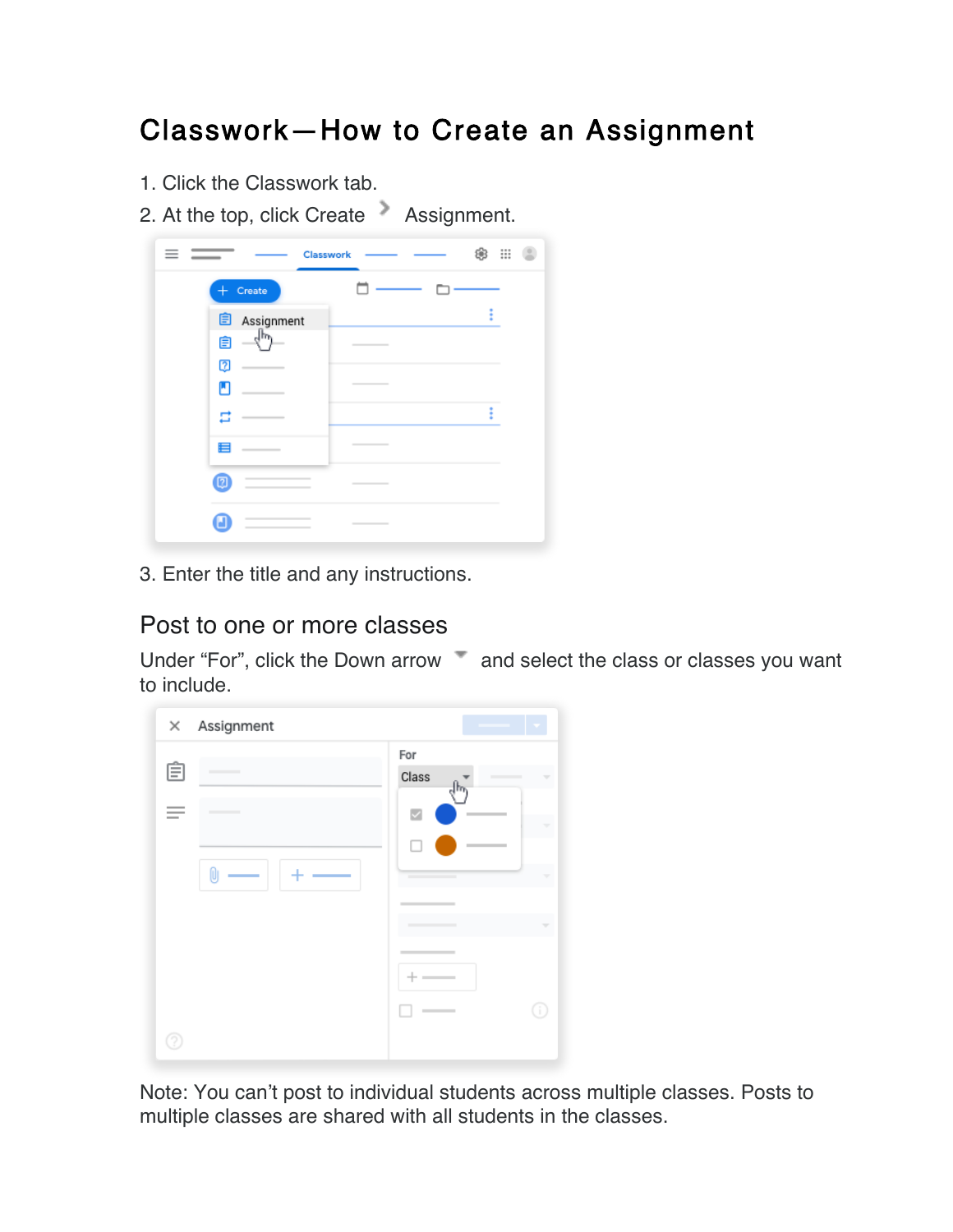# Classwork—How to Create an Assignment

1. Click the Classwork tab.
2. At the top, click Create > Assignment.
3. Enter the title and any instructions.

## Post to one or more classes

Under “For”, click the Down arrow and select the class or classes you want to include.

Note: You can’t post to individual students across multiple classes. Posts to multiple classes are shared with all students in the classes.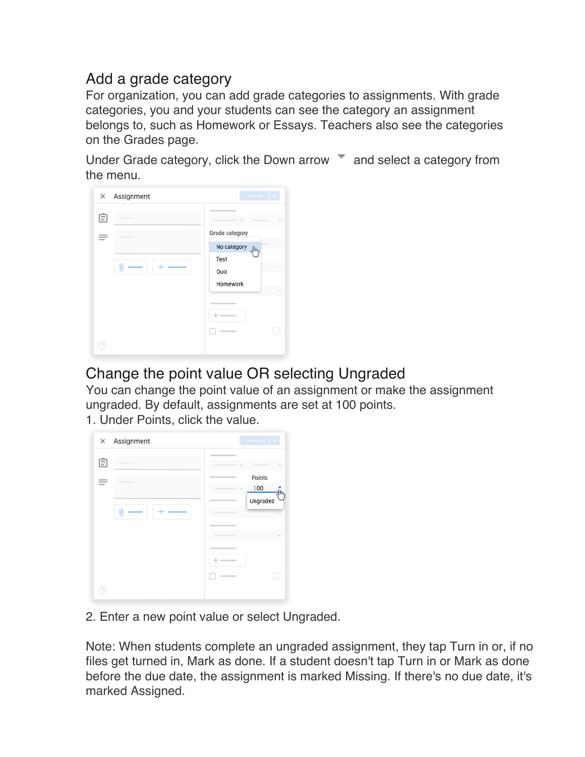## Add a grade category

For organization, you can add grade categories to assignments. With grade categories, you and your students can see the category an assignment belongs to, such as Homework or Essays. Teachers also see the categories on the Grades page.

Under Grade category, click the Down arrow and select a category from the menu.

## Change the point value OR selecting Ungraded

You can change the point value of an assignment or make the assignment ungraded. By default, assignments are set at 100 points.

1. Under Points, click the value.

2. Enter a new point value or select Ungraded.

Note: When students complete an ungraded assignment, they tap Turn in or, if no files get turned in, Mark as done. If a student doesn't tap Turn in or Mark as done before the due date, the assignment is marked Missing. If there's no due date, it's marked Assigned.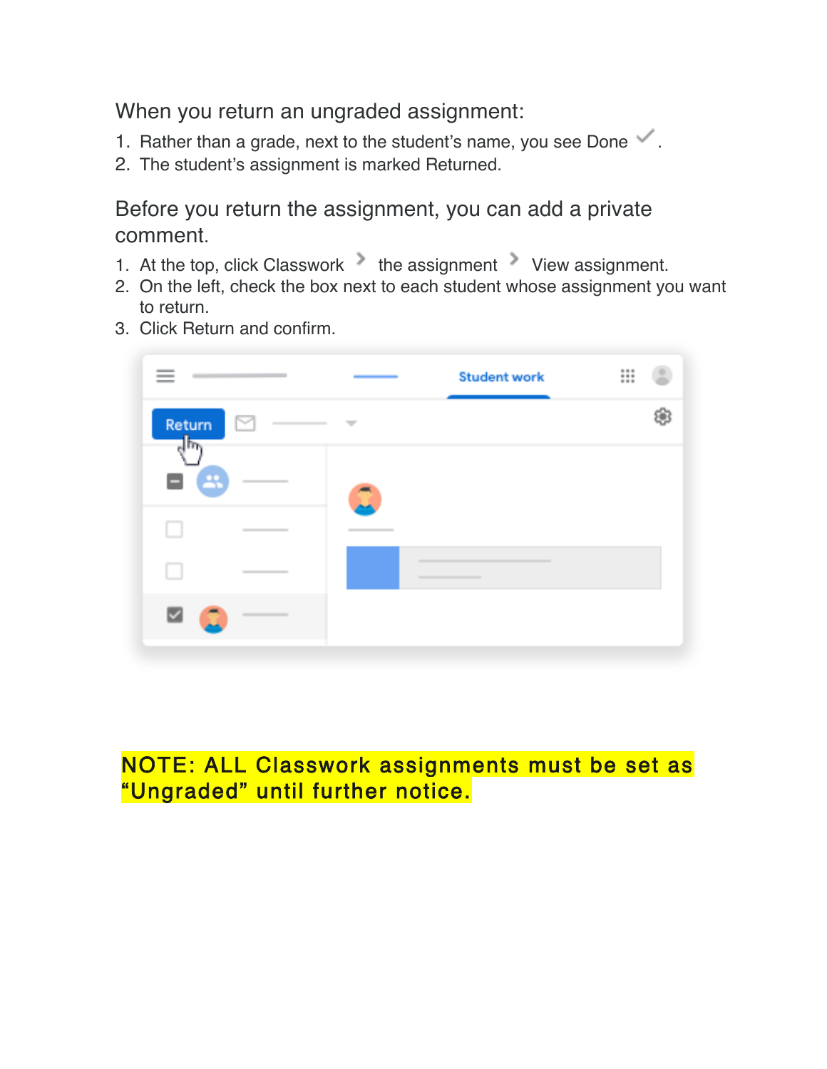When you return an ungraded assignment:

1. Rather than a grade, next to the student's name, you see Done ✓.
2. The student's assignment is marked Returned.

Before you return the assignment, you can add a private comment.

1. At the top, click Classwork > the assignment > View assignment.
2. On the left, check the box next to each student whose assignment you want to return.
3. Click Return and confirm.

**NOTE: ALL Classwork assignments must be set as "Ungraded" until further notice.**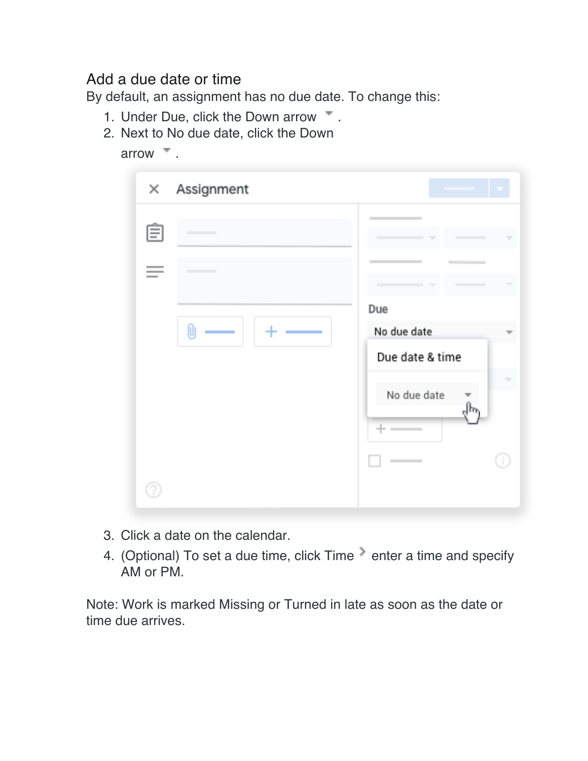## Add a due date or time

By default, an assignment has no due date. To change this:

1. Under Due, click the Down arrow ▾ .
2. Next to No due date, click the Down arrow ▾ .
3. Click a date on the calendar.
4. (Optional) To set a due time, click Time › enter a time and specify AM or PM.

Note: Work is marked Missing or Turned in late as soon as the date or time due arrives.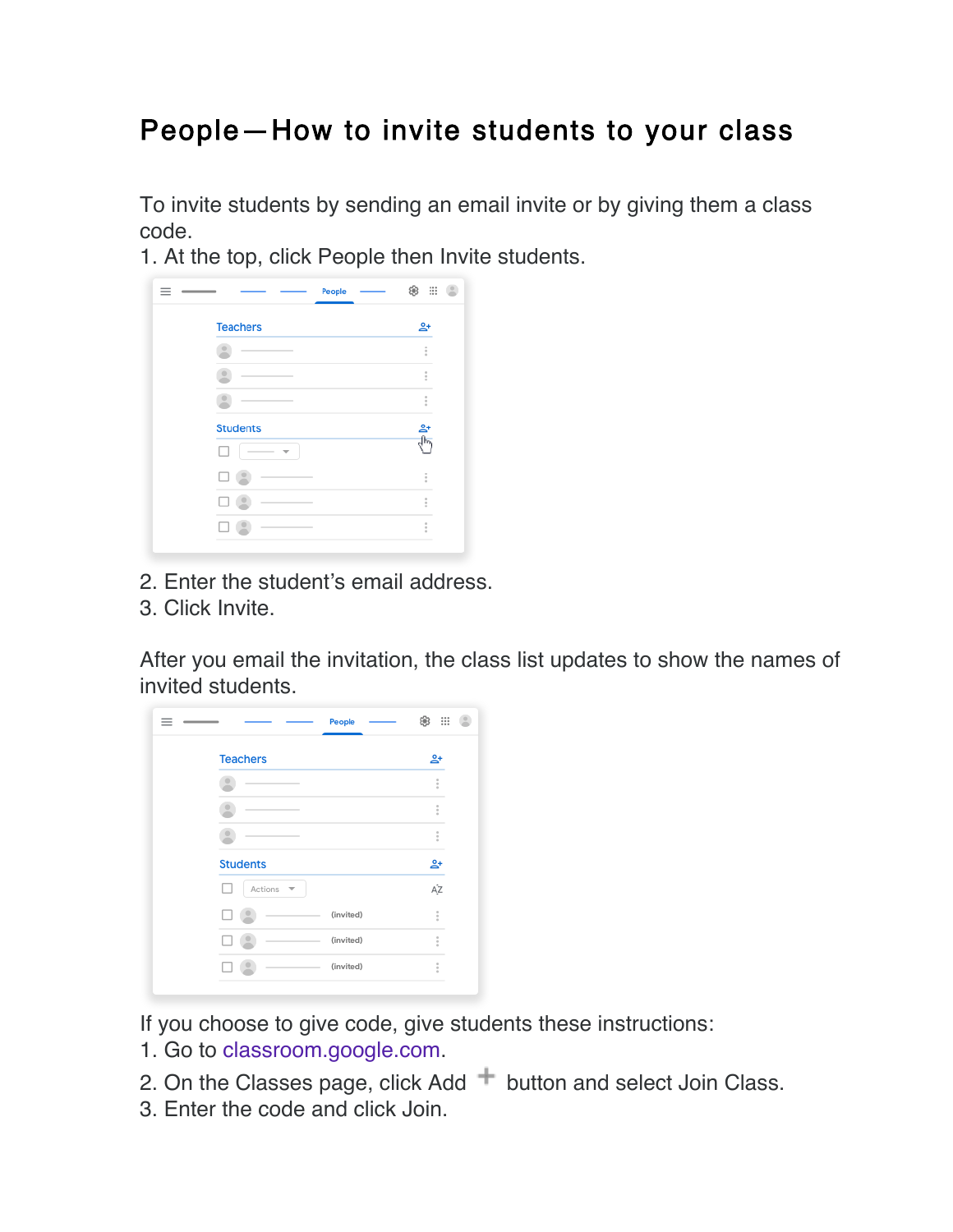# People—How to invite students to your class

To invite students by sending an email invite or by giving them a class code.

1. At the top, click People then Invite students.

2. Enter the student's email address.
3. Click Invite.

After you email the invitation, the class list updates to show the names of invited students.

If you choose to give code, give students these instructions:

1. Go to classroom.google.com.
2. On the Classes page, click Add + button and select Join Class.
3. Enter the code and click Join.